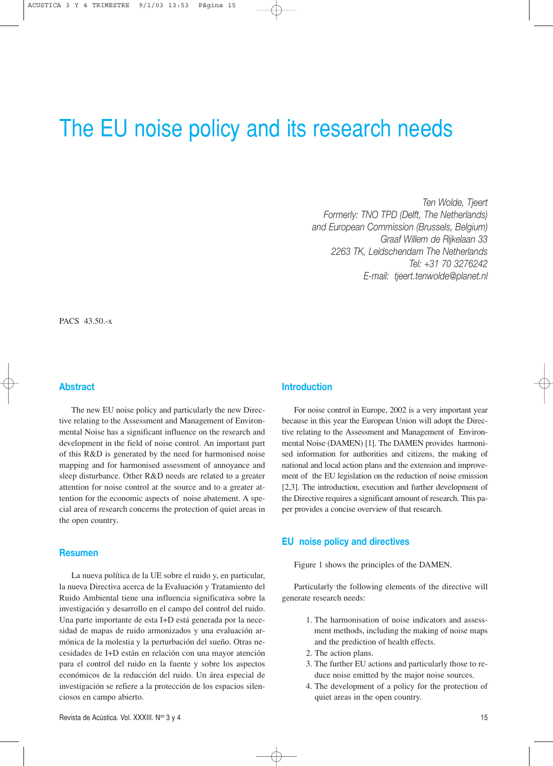# The EU noise policy and its research needs

*Ten Wolde, Tjeert*
*Formerly: TNO TPD (Delft, The Netherlands)*
*and European Commission (Brussels, Belgium)*
*Graaf Willem de Rijkelaan 33*
*2263 TK, Leidschendam The Netherlands*
*Tel: +31 70 3276242*
*E-mail: tjeert.tenwolde@planet.nl*

PACS 43.50.-x

## Abstract

The new EU noise policy and particularly the new Directive relating to the Assessment and Management of Environmental Noise has a significant influence on the research and development in the field of noise control. An important part of this R&D is generated by the need for harmonised noise mapping and for harmonised assessment of annoyance and sleep disturbance. Other R&D needs are related to a greater attention for noise control at the source and to a greater attention for the economic aspects of noise abatement. A special area of research concerns the protection of quiet areas in the open country.

## Resumen

La nueva política de la UE sobre el ruido y, en particular, la nueva Directiva acerca de la Evaluación y Tratamiento del Ruido Ambiental tiene una influencia significativa sobre la investigación y desarrollo en el campo del control del ruido. Una parte importante de esta I+D está generada por la necesidad de mapas de ruido armonizados y una evaluación armónica de la molestia y la perturbación del sueño. Otras necesidades de I+D están en relación con una mayor atención para el control del ruido en la fuente y sobre los aspectos económicos de la reducción del ruido. Un área especial de investigación se refiere a la protección de los espacios silenciosos en campo abierto.

## Introduction

For noise control in Europe, 2002 is a very important year because in this year the European Union will adopt the Directive relating to the Assessment and Management of Environmental Noise (DAMEN) [1]. The DAMEN provides harmonised information for authorities and citizens, the making of national and local action plans and the extension and improvement of the EU legislation on the reduction of noise emission [2,3]. The introduction, execution and further development of the Directive requires a significant amount of research. This paper provides a concise overview of that research.

## EU noise policy and directives

Figure 1 shows the principles of the DAMEN.

Particularly the following elements of the directive will generate research needs:

1. The harmonisation of noise indicators and assessment methods, including the making of noise maps and the prediction of health effects.
2. The action plans.
3. The further EU actions and particularly those to reduce noise emitted by the major noise sources.
4. The development of a policy for the protection of quiet areas in the open country.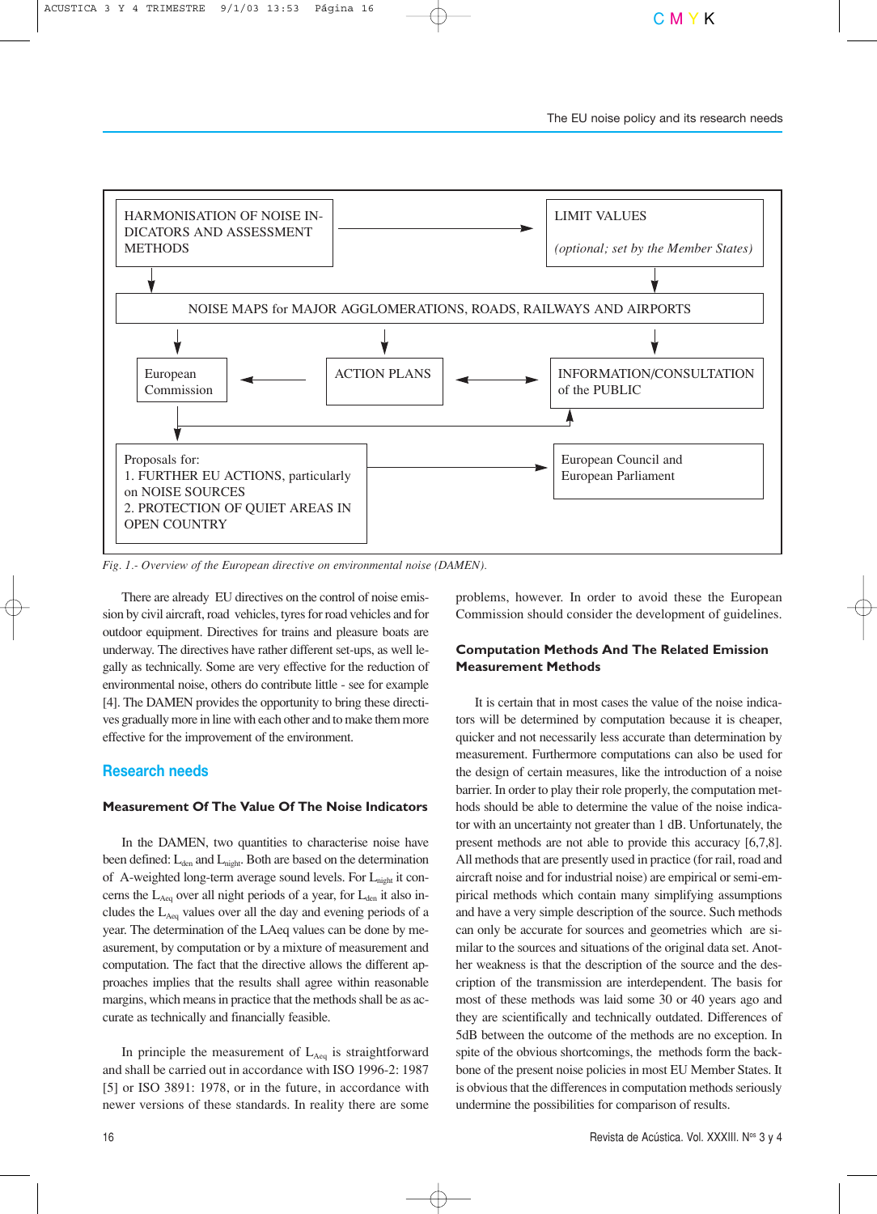HARMONISATION OF NOISE INDICATORS AND ASSESSMENT METHODS → LIMIT VALUES (*optional; set by the Member States*)

NOISE MAPS for MAJOR AGGLOMERATIONS, ROADS, RAILWAYS AND AIRPORTS

European Commission ← ACTION PLANS ↔ INFORMATION/CONSULTATION of the PUBLIC

Proposals for:
1. FURTHER EU ACTIONS, particularly on NOISE SOURCES
2. PROTECTION OF QUIET AREAS IN OPEN COUNTRY

→ European Council and European Parliament

*Fig. 1.- Overview of the European directive on environmental noise (DAMEN).*

There are already EU directives on the control of noise emission by civil aircraft, road vehicles, tyres for road vehicles and for outdoor equipment. Directives for trains and pleasure boats are underway. The directives have rather different set-ups, as well legally as technically. Some are very effective for the reduction of environmental noise, others do contribute little - see for example [4]. The DAMEN provides the opportunity to bring these directives gradually more in line with each other and to make them more effective for the improvement of the environment.

## Research needs

### Measurement Of The Value Of The Noise Indicators

In the DAMEN, two quantities to characterise noise have been defined: $L_{den}$ and $L_{night}$. Both are based on the determination of A-weighted long-term average sound levels. For $L_{night}$ it concerns the $L_{Aeq}$ over all night periods of a year, for $L_{den}$ it also includes the $L_{Aeq}$ values over all the day and evening periods of a year. The determination of the LAeq values can be done by measurement, by computation or by a mixture of measurement and computation. The fact that the directive allows the different approaches implies that the results shall agree within reasonable margins, which means in practice that the methods shall be as accurate as technically and financially feasible.

In principle the measurement of $L_{Aeq}$ is straightforward and shall be carried out in accordance with ISO 1996-2: 1987 [5] or ISO 3891: 1978, or in the future, in accordance with newer versions of these standards. In reality there are some problems, however. In order to avoid these the European Commission should consider the development of guidelines.

### Computation Methods And The Related Emission Measurement Methods

It is certain that in most cases the value of the noise indicators will be determined by computation because it is cheaper, quicker and not necessarily less accurate than determination by measurement. Furthermore computations can also be used for the design of certain measures, like the introduction of a noise barrier. In order to play their role properly, the computation methods should be able to determine the value of the noise indicator with an uncertainty not greater than 1 dB. Unfortunately, the present methods are not able to provide this accuracy [6,7,8]. All methods that are presently used in practice (for rail, road and aircraft noise and for industrial noise) are empirical or semi-empirical methods which contain many simplifying assumptions and have a very simple description of the source. Such methods can only be accurate for sources and geometries which are similar to the sources and situations of the original data set. Another weakness is that the description of the source and the description of the transmission are interdependent. The basis for most of these methods was laid some 30 or 40 years ago and they are scientifically and technically outdated. Differences of 5dB between the outcome of the methods are no exception. In spite of the obvious shortcomings, the methods form the backbone of the present noise policies in most EU Member States. It is obvious that the differences in computation methods seriously undermine the possibilities for comparison of results.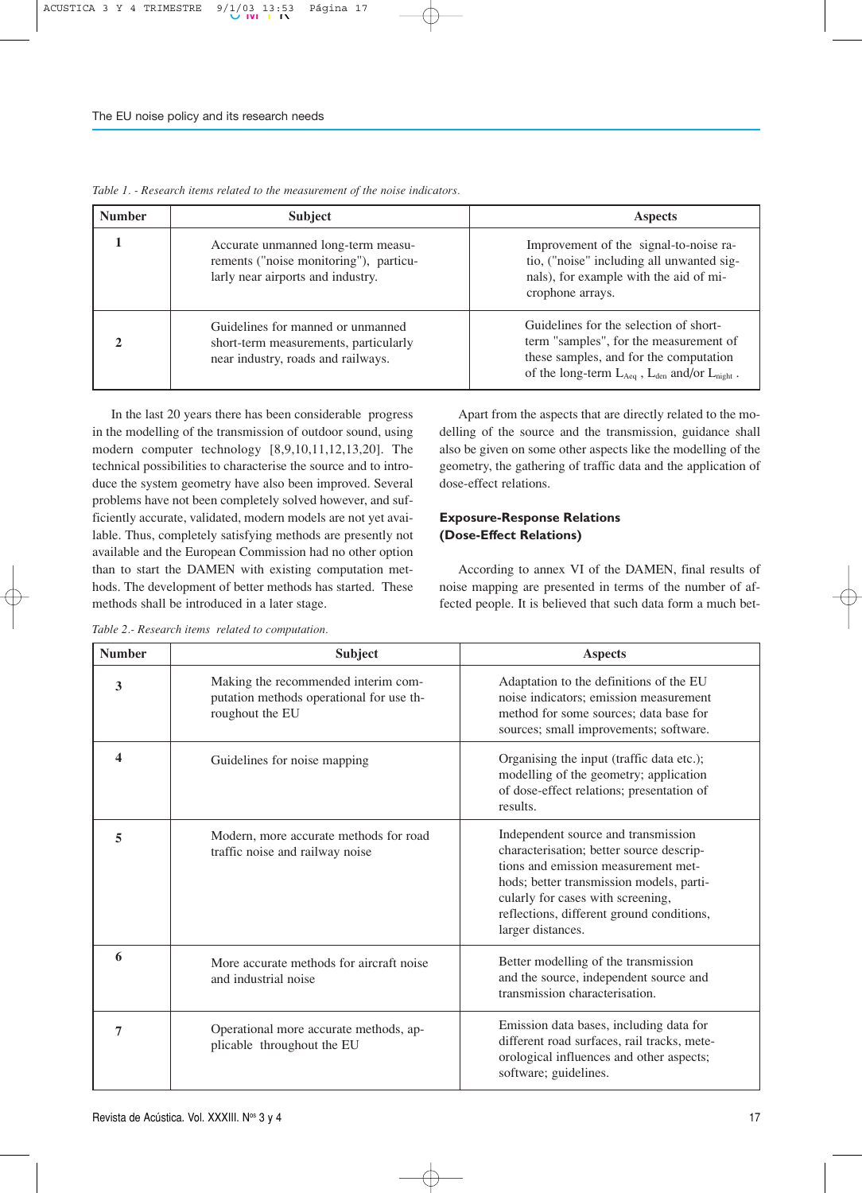*Table 1. - Research items related to the measurement of the noise indicators.*

| Number | Subject | Aspects |
|---|---|---|
| 1 | Accurate unmanned long-term measurements ("noise monitoring"), particularly near airports and industry. | Improvement of the signal-to-noise ratio, ("noise" including all unwanted signals), for example with the aid of microphone arrays. |
| 2 | Guidelines for manned or unmanned short-term measurements, particularly near industry, roads and railways. | Guidelines for the selection of short-term "samples", for the measurement of these samples, and for the computation of the long-term $L_{Aeq}$ , $L_{den}$ and/or $L_{night}$ . |

In the last 20 years there has been considerable progress in the modelling of the transmission of outdoor sound, using modern computer technology [8,9,10,11,12,13,20]. The technical possibilities to characterise the source and to introduce the system geometry have also been improved. Several problems have not been completely solved however, and sufficiently accurate, validated, modern models are not yet available. Thus, completely satisfying methods are presently not available and the European Commission had no other option than to start the DAMEN with existing computation methods. The development of better methods has started. These methods shall be introduced in a later stage.

Apart from the aspects that are directly related to the modelling of the source and the transmission, guidance shall also be given on some other aspects like the modelling of the geometry, the gathering of traffic data and the application of dose-effect relations.

## Exposure-Response Relations (Dose-Effect Relations)

According to annex VI of the DAMEN, final results of noise mapping are presented in terms of the number of affected people. It is believed that such data form a much bet-

*Table 2.- Research items related to computation.*

| Number | Subject | Aspects |
|---|---|---|
| 3 | Making the recommended interim computation methods operational for use throughout the EU | Adaptation to the definitions of the EU noise indicators; emission measurement method for some sources; data base for sources; small improvements; software. |
| 4 | Guidelines for noise mapping | Organising the input (traffic data etc.); modelling of the geometry; application of dose-effect relations; presentation of results. |
| 5 | Modern, more accurate methods for road traffic noise and railway noise | Independent source and transmission characterisation; better source descriptions and emission measurement methods; better transmission models, particularly for cases with screening, reflections, different ground conditions, larger distances. |
| 6 | More accurate methods for aircraft noise and industrial noise | Better modelling of the transmission and the source, independent source and transmission characterisation. |
| 7 | Operational more accurate methods, applicable throughout the EU | Emission data bases, including data for different road surfaces, rail tracks, meteorological influences and other aspects; software; guidelines. |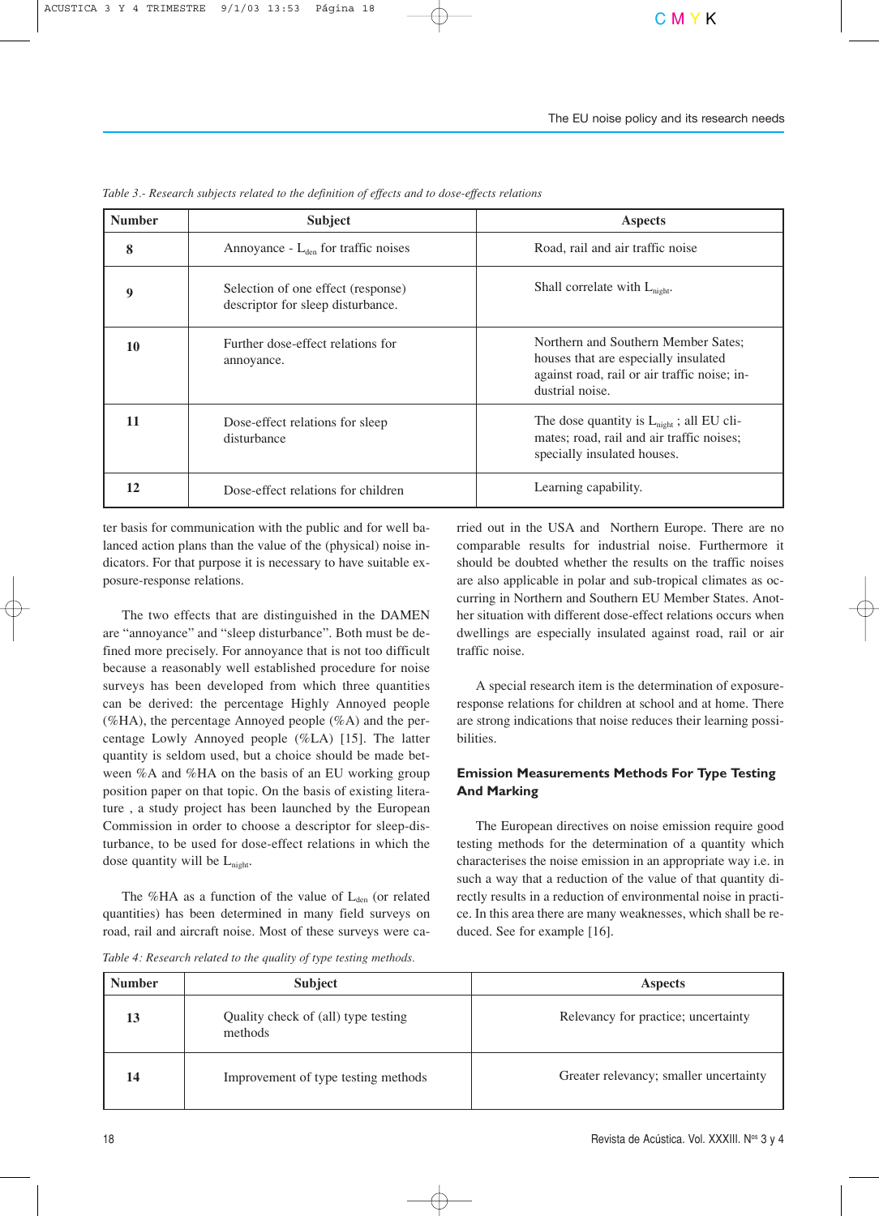*Table 3.- Research subjects related to the definition of effects and to dose-effects relations*

| Number | Subject | Aspects |
|---|---|---|
| **8** | Annoyance - $L_{den}$ for traffic noises | Road, rail and air traffic noise |
| **9** | Selection of one effect (response) descriptor for sleep disturbance. | Shall correlate with $L_{night}$. |
| **10** | Further dose-effect relations for annoyance. | Northern and Southern Member Sates; houses that are especially insulated against road, rail or air traffic noise; industrial noise. |
| **11** | Dose-effect relations for sleep disturbance | The dose quantity is $L_{night}$ ; all EU climates; road, rail and air traffic noises; specially insulated houses. |
| **12** | Dose-effect relations for children | Learning capability. |

ter basis for communication with the public and for well balanced action plans than the value of the (physical) noise indicators. For that purpose it is necessary to have suitable exposure-response relations.

The two effects that are distinguished in the DAMEN are "annoyance" and "sleep disturbance". Both must be defined more precisely. For annoyance that is not too difficult because a reasonably well established procedure for noise surveys has been developed from which three quantities can be derived: the percentage Highly Annoyed people (%HA), the percentage Annoyed people (%A) and the percentage Lowly Annoyed people (%LA) [15]. The latter quantity is seldom used, but a choice should be made between %A and %HA on the basis of an EU working group position paper on that topic. On the basis of existing literature , a study project has been launched by the European Commission in order to choose a descriptor for sleep-disturbance, to be used for dose-effect relations in which the dose quantity will be $L_{night}$.

The %HA as a function of the value of $L_{den}$ (or related quantities) has been determined in many field surveys on road, rail and aircraft noise. Most of these surveys were carried out in the USA and Northern Europe. There are no comparable results for industrial noise. Furthermore it should be doubted whether the results on the traffic noises are also applicable in polar and sub-tropical climates as occurring in Northern and Southern EU Member States. Another situation with different dose-effect relations occurs when dwellings are especially insulated against road, rail or air traffic noise.

A special research item is the determination of exposure-response relations for children at school and at home. There are strong indications that noise reduces their learning possibilities.

## Emission Measurements Methods For Type Testing And Marking

The European directives on noise emission require good testing methods for the determination of a quantity which characterises the noise emission in an appropriate way i.e. in such a way that a reduction of the value of that quantity directly results in a reduction of environmental noise in practice. In this area there are many weaknesses, which shall be reduced. See for example [16].

*Table 4: Research related to the quality of type testing methods.*

| Number | Subject | Aspects |
|---|---|---|
| **13** | Quality check of (all) type testing methods | Relevancy for practice; uncertainty |
| **14** | Improvement of type testing methods | Greater relevancy; smaller uncertainty |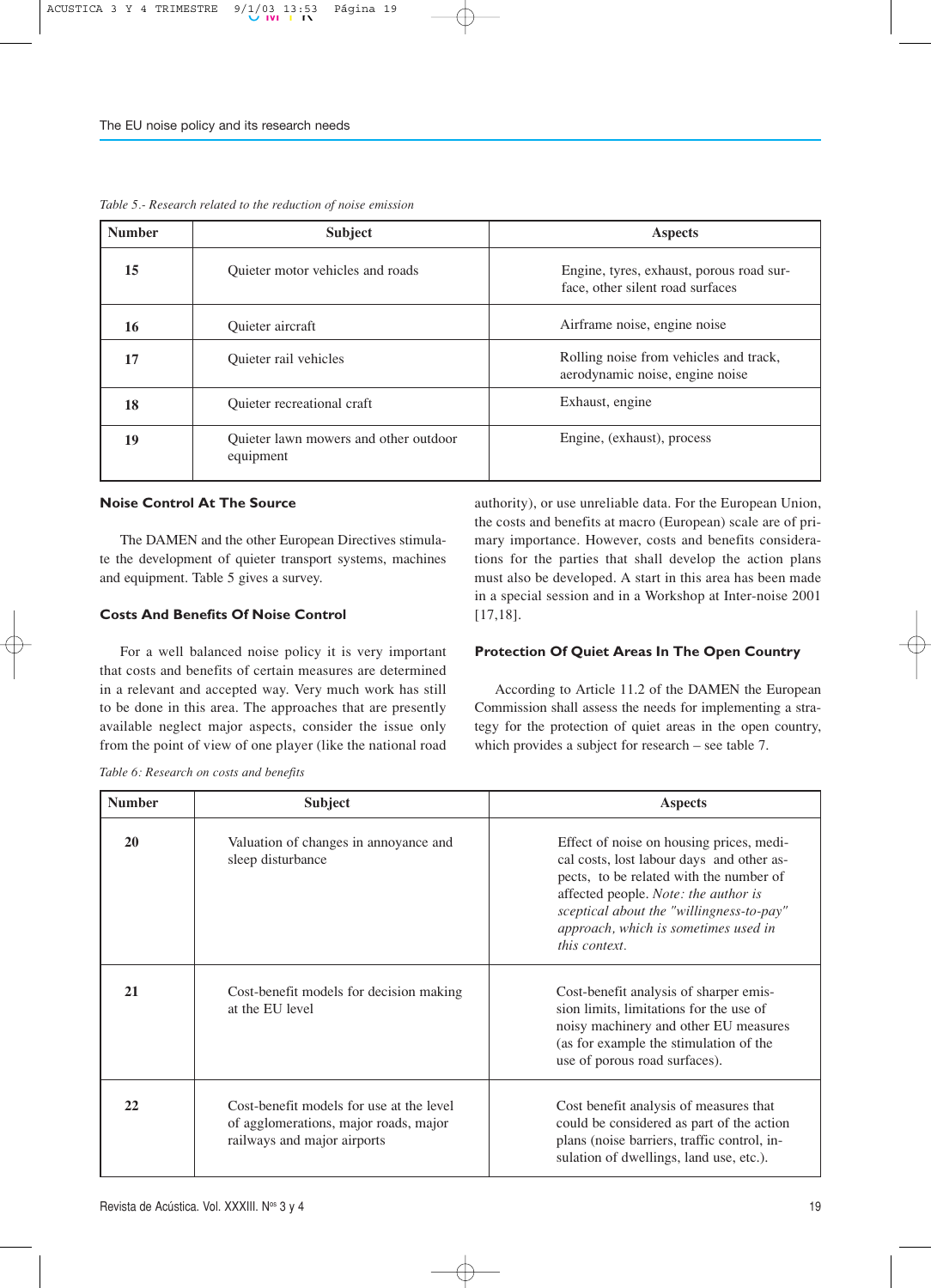*Table 5.- Research related to the reduction of noise emission*

| Number | Subject | Aspects |
|---|---|---|
| 15 | Quieter motor vehicles and roads | Engine, tyres, exhaust, porous road surface, other silent road surfaces |
| 16 | Quieter aircraft | Airframe noise, engine noise |
| 17 | Quieter rail vehicles | Rolling noise from vehicles and track, aerodynamic noise, engine noise |
| 18 | Quieter recreational craft | Exhaust, engine |
| 19 | Quieter lawn mowers and other outdoor equipment | Engine, (exhaust), process |

### Noise Control At The Source

The DAMEN and the other European Directives stimulate the development of quieter transport systems, machines and equipment. Table 5 gives a survey.

### Costs And Benefits Of Noise Control

For a well balanced noise policy it is very important that costs and benefits of certain measures are determined in a relevant and accepted way. Very much work has still to be done in this area. The approaches that are presently available neglect major aspects, consider the issue only from the point of view of one player (like the national road authority), or use unreliable data. For the European Union, the costs and benefits at macro (European) scale are of primary importance. However, costs and benefits considerations for the parties that shall develop the action plans must also be developed. A start in this area has been made in a special session and in a Workshop at Inter-noise 2001 [17,18].

### Protection Of Quiet Areas In The Open Country

According to Article 11.2 of the DAMEN the European Commission shall assess the needs for implementing a strategy for the protection of quiet areas in the open country, which provides a subject for research – see table 7.

*Table 6: Research on costs and benefits*

| Number | Subject | Aspects |
|---|---|---|
| 20 | Valuation of changes in annoyance and sleep disturbance | Effect of noise on housing prices, medical costs, lost labour days and other aspects, to be related with the number of affected people. *Note: the author is sceptical about the "willingness-to-pay" approach, which is sometimes used in this context.* |
| 21 | Cost-benefit models for decision making at the EU level | Cost-benefit analysis of sharper emission limits, limitations for the use of noisy machinery and other EU measures (as for example the stimulation of the use of porous road surfaces). |
| 22 | Cost-benefit models for use at the level of agglomerations, major roads, major railways and major airports | Cost benefit analysis of measures that could be considered as part of the action plans (noise barriers, traffic control, insulation of dwellings, land use, etc.). |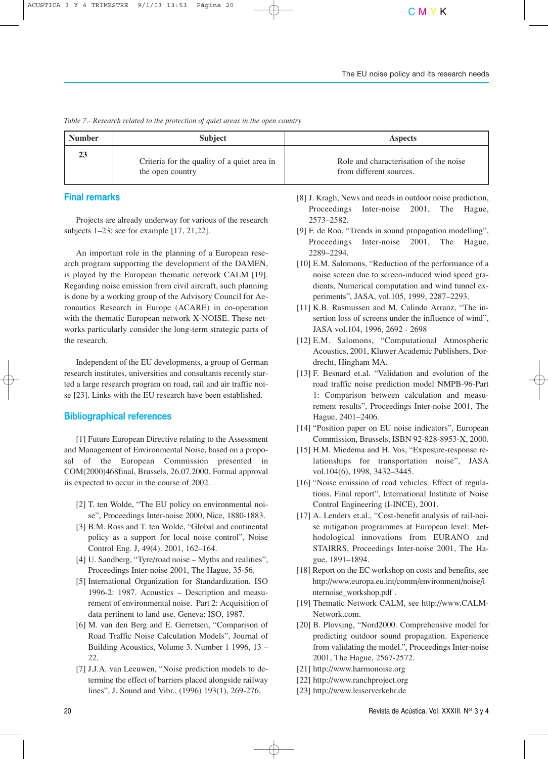*Table 7.- Research related to the protection of quiet areas in the open country*

| Number | Subject | Aspects |
| --- | --- | --- |
| 23 | Criteria for the quality of a quiet area in the open country | Role and characterisation of the noise from different sources. |

## Final remarks

Projects are already underway for various of the research subjects 1–23: see for example [17, 21,22].

An important role in the planning of a European research program supporting the development of the DAMEN, is played by the European thematic network CALM [19]. Regarding noise emission from civil aircraft, such planning is done by a working group of the Advisory Council for Aeronautics Research in Europe (ACARE) in co-operation with the thematic European network X-NOISE. These networks particularly consider the long-term strategic parts of the research.

Independent of the EU developments, a group of German research institutes, universities and consultants recently started a large research program on road, rail and air traffic noise [23]. Links with the EU research have been established.

## Bibliographical references

[1] Future European Directive relating to the Assessment and Management of Environmental Noise, based on a proposal of the European Commission presented in COM(2000)468final, Brussels, 26.07.2000. Formal approval iis expected to occur in the course of 2002.

[2] T. ten Wolde, "The EU policy on environmental noise", Proceedings Inter-noise 2000, Nice, 1880-1883.

[3] B.M. Ross and T. ten Wolde, "Global and continental policy as a support for local noise control", Noise Control Eng. J, 49(4). 2001, 162–164.

[4] U. Sandberg, "Tyre/road noise – Myths and realities", Proceedings Inter-noise 2001, The Hague, 35-56.

[5] International Organization for Standardization. ISO 1996-2: 1987. Acoustics – Description and measurement of environmental noise. Part 2: Acquisition of data pertinent to land use. Geneva: ISO, 1987.

[6] M. van den Berg and E. Gerretsen, "Comparison of Road Traffic Noise Calculation Models", Journal of Building Acoustics, Volume 3. Number 1 1996, 13 – 22.

[7] J.J.A. van Leeuwen, "Noise prediction models to determine the effect of barriers placed alongside railway lines", J. Sound and Vibr., (1996) 193(1), 269-276.

[8] J. Kragh, News and needs in outdoor noise prediction, Proceedings Inter-noise 2001, The Hague, 2573–2582.

[9] F. de Roo, "Trends in sound propagation modelling", Proceedings Inter-noise 2001, The Hague, 2289–2294.

[10] E.M. Salomons, "Reduction of the performance of a noise screen due to screen-induced wind speed gradients, Numerical computation and wind tunnel experiments", JASA, vol.105, 1999, 2287–2293.

[11] K.B. Rasmussen and M. Calindo Arranz, "The insertion loss of screens under the influence of wind", JASA vol.104, 1996, 2692 - 2698

[12] E.M. Salomons, "Computational Atmospheric Acoustics, 2001, Kluwer Academic Publishers, Dordrecht, Hingham MA.

[13] F. Besnard et.al. "Validation and evolution of the road traffic noise prediction model NMPB-96-Part 1: Comparison between calculation and measurement results", Proceedings Inter-noise 2001, The Hague, 2401–2406.

[14] "Position paper on EU noise indicators", European Commission, Brussels, ISBN 92-828-8953-X, 2000.

[15] H.M. Miedema and H. Vos, "Exposure-response relationships for transportation noise", JASA vol.104(6), 1998, 3432–3445.

[16] "Noise emission of road vehicles. Effect of regulations. Final report", International Institute of Noise Control Engineering (I-INCE), 2001.

[17] A. Lenders et.al., "Cost-benefit analysis of rail-noise mitigation programmes at European level: Methodological innovations from EURANO and STAIRRS, Proceedings Inter-noise 2001, The Hague, 1891–1894.

[18] Report on the EC workshop on costs and benefits, see http://www.europa.eu.int/comm/environment/noise/internoise_workshop.pdf .

[19] Thematic Network CALM, see http://www.CALM-Network.com.

[20] B. Plovsing, "Nord2000. Comprehensive model for predicting outdoor sound propagation. Experience from validating the model.", Proceedings Inter-noise 2001, The Hague, 2567-2572.

[21] http://www.harmonoise.org

[22] http://www.ranchproject.org

[23] http://www.leiserverkehr.de